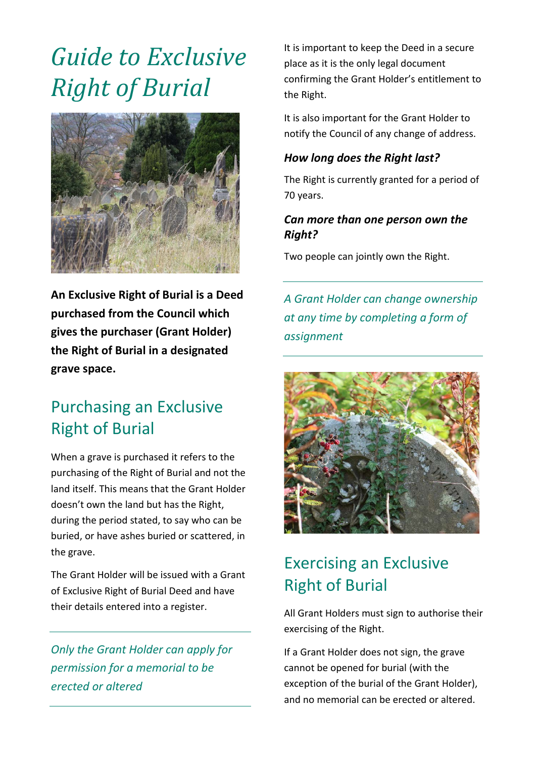# Guide to Exclusive Right of Burial

**An Exclusive Right of Burial is a Deed purchased from the Council which gives the purchaser (Grant Holder) the Right of Burial in a designated grave space.**

## Purchasing an Exclusive Right of Burial

When a grave is purchased it refers to the purchasing of the Right of Burial and not the land itself. This means that the Grant Holder doesn't own the land but has the Right, during the period stated, to say who can be buried, or have ashes buried or scattered, in the grave.

The Grant Holder will be issued with a Grant of Exclusive Right of Burial Deed and have their details entered into a register.

---

*Only the Grant Holder can apply for permission for a memorial to be erected or altered*

---

It is important to keep the Deed in a secure place as it is the only legal document confirming the Grant Holder's entitlement to the Right.

It is also important for the Grant Holder to notify the Council of any change of address.

### *How long does the Right last?*

The Right is currently granted for a period of 70 years.

### *Can more than one person own the Right?*

Two people can jointly own the Right.

---

*A Grant Holder can change ownership at any time by completing a form of assignment*

---

## Exercising an Exclusive Right of Burial

All Grant Holders must sign to authorise their exercising of the Right.

If a Grant Holder does not sign, the grave cannot be opened for burial (with the exception of the burial of the Grant Holder), and no memorial can be erected or altered.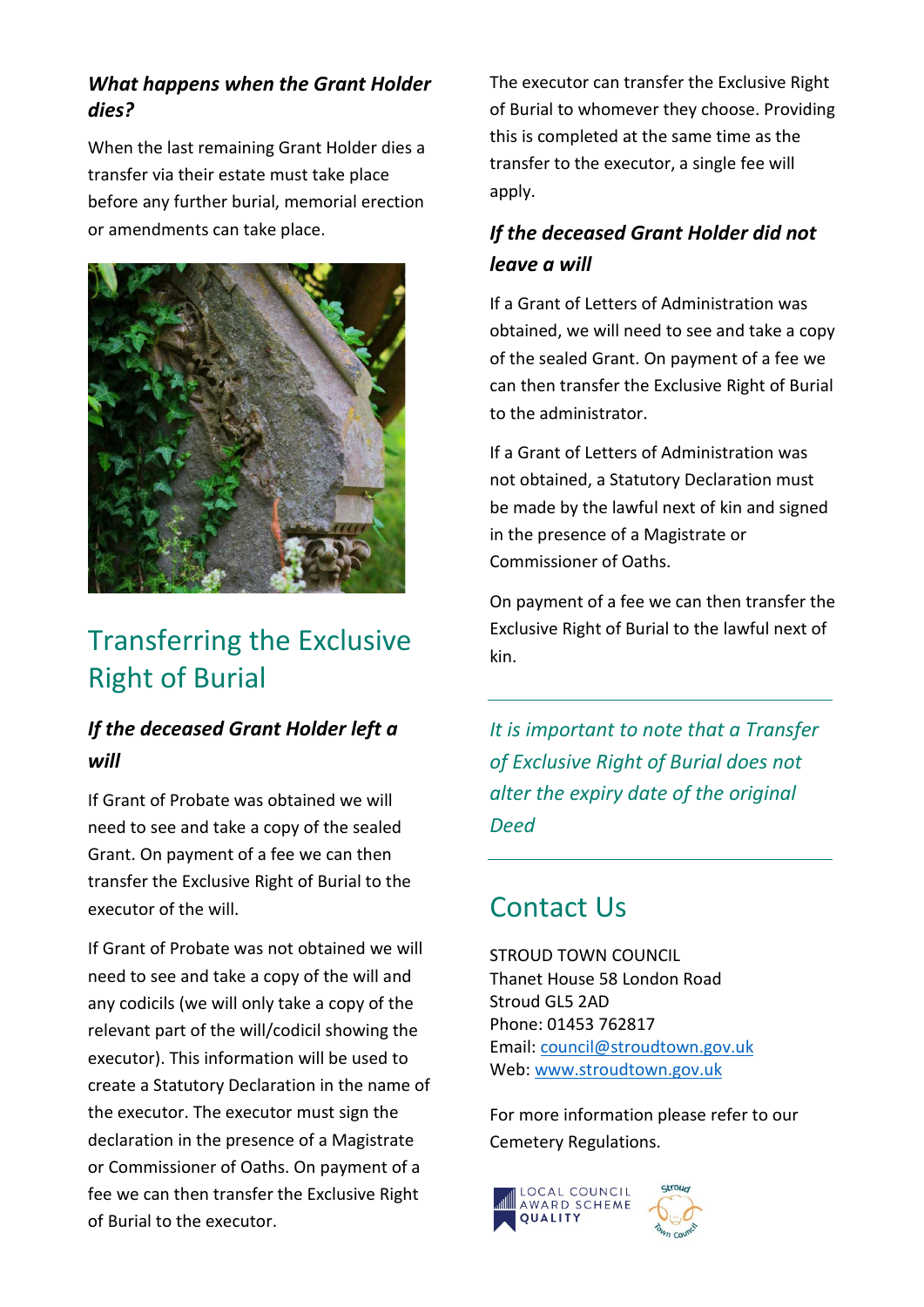### *What happens when the Grant Holder dies?*

When the last remaining Grant Holder dies a transfer via their estate must take place before any further burial, memorial erection or amendments can take place.

## Transferring the Exclusive Right of Burial

### *If the deceased Grant Holder left a will*

If Grant of Probate was obtained we will need to see and take a copy of the sealed Grant. On payment of a fee we can then transfer the Exclusive Right of Burial to the executor of the will.

If Grant of Probate was not obtained we will need to see and take a copy of the will and any codicils (we will only take a copy of the relevant part of the will/codicil showing the executor). This information will be used to create a Statutory Declaration in the name of the executor. The executor must sign the declaration in the presence of a Magistrate or Commissioner of Oaths. On payment of a fee we can then transfer the Exclusive Right of Burial to the executor.

The executor can transfer the Exclusive Right of Burial to whomever they choose. Providing this is completed at the same time as the transfer to the executor, a single fee will apply.

### *If the deceased Grant Holder did not leave a will*

If a Grant of Letters of Administration was obtained, we will need to see and take a copy of the sealed Grant. On payment of a fee we can then transfer the Exclusive Right of Burial to the administrator.

If a Grant of Letters of Administration was not obtained, a Statutory Declaration must be made by the lawful next of kin and signed in the presence of a Magistrate or Commissioner of Oaths.

On payment of a fee we can then transfer the Exclusive Right of Burial to the lawful next of kin.

---

*It is important to note that a Transfer of Exclusive Right of Burial does not alter the expiry date of the original Deed*

---

## Contact Us

STROUD TOWN COUNCIL
Thanet House 58 London Road
Stroud GL5 2AD
Phone: 01453 762817
Email: council@stroudtown.gov.uk
Web: www.stroudtown.gov.uk

For more information please refer to our Cemetery Regulations.

LOCAL COUNCIL AWARD SCHEME QUALITY

Stroud Town Council